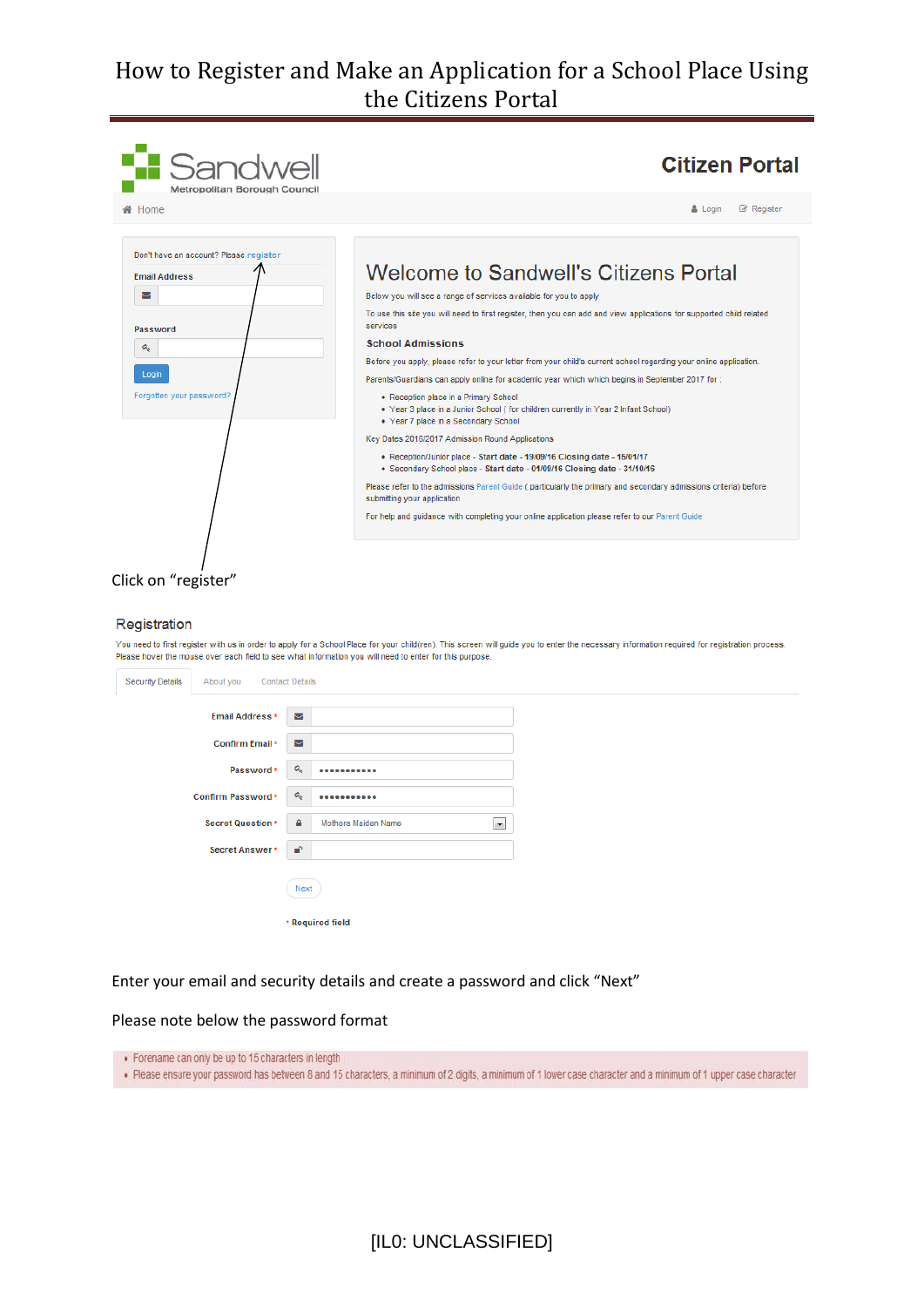# How to Register and Make an Application for a School Place Using the Citizens Portal

Sandwell Metropolitan Borough Council — Citizen Portal

Home | Login | Register

Don't have an account? Please register

Email Address

Password

Login

Forgotten your password?

## Welcome to Sandwell's Citizens Portal

Below you will see a range of services available for you to apply

To use this site you will need to first register, then you can add and view applications for supported child related services

**School Admissions**

Before you apply, please refer to your letter from your child's current school regarding your online application.

Parents/Guardians can apply online for academic year which which begins in September 2017 for :

- Reception place in a Primary School
- Year 3 place in a Junior School ( for children currently in Year 2 Infant School)
- Year 7 place in a Secondary School

Key Dates 2016/2017 Admission Round Applications

- Reception/Junior place - **Start date - 19/09/16 Closing date - 15/01/17**
- Secondary School place - **Start date - 01/09/16 Closing date - 31/10/16**

Please refer to the admissions Parent Guide ( particularly the primary and secondary admissions criteria) before submitting your application

For help and guidance with completing your online application please refer to our Parent Guide

Click on "register"

## Registration

You need to first register with us in order to apply for a School Place for your child(ren). This screen will guide you to enter the necessary information required for registration process. Please hover the mouse over each field to see what information you will need to enter for this purpose.

Security Details | About you | Contact Details

Email Address *

Confirm Email *

Password * ••••••••••••

Confirm Password * ••••••••••••

Secret Question * Mothers Maiden Name

Secret Answer *

Next

* Required field

Enter your email and security details and create a password and click "Next"

Please note below the password format

- Forename can only be up to 15 characters in length
- Please ensure your password has between 8 and 15 characters, a minimum of 2 digits, a minimum of 1 lower case character and a minimum of 1 upper case character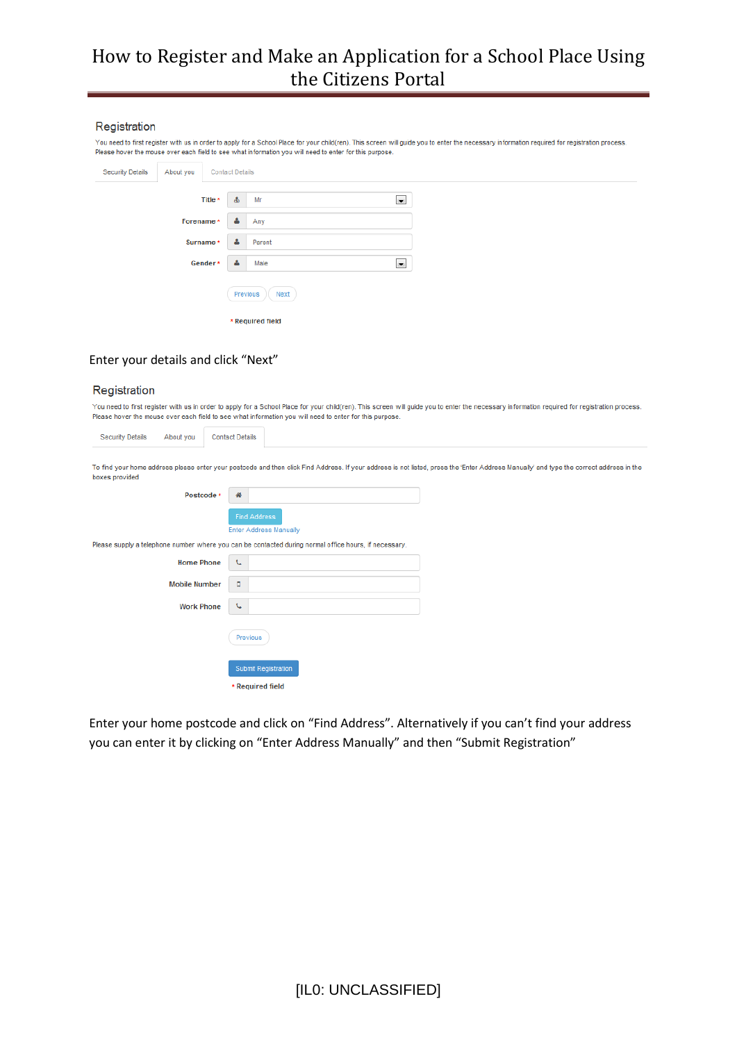## Registration

You need to first register with us in order to apply for a School Place for your child(ren). This screen will guide you to enter the necessary information required for registration process. Please hover the mouse over each field to see what information you will need to enter for this purpose.

Security Details | About you | Contact Details

Title * Mr

Forename * Any

Surname * Parent

Gender * Male

Previous Next

* Required field

Enter your details and click "Next"

## Registration

You need to first register with us in order to apply for a School Place for your child(ren). This screen will guide you to enter the necessary information required for registration process. Please hover the mouse over each field to see what information you will need to enter for this purpose.

Security Details | About you | Contact Details

To find your home address please enter your postcode and then click Find Address. If your address is not listed, press the 'Enter Address Manually' and type the correct address in the boxes provided

Postcode *

Find Address

Enter Address Manually

Please supply a telephone number where you can be contacted during normal office hours, if necessary.

Home Phone

Mobile Number

Work Phone

Previous

Submit Registration

* Required field

Enter your home postcode and click on "Find Address". Alternatively if you can't find your address you can enter it by clicking on "Enter Address Manually" and then "Submit Registration"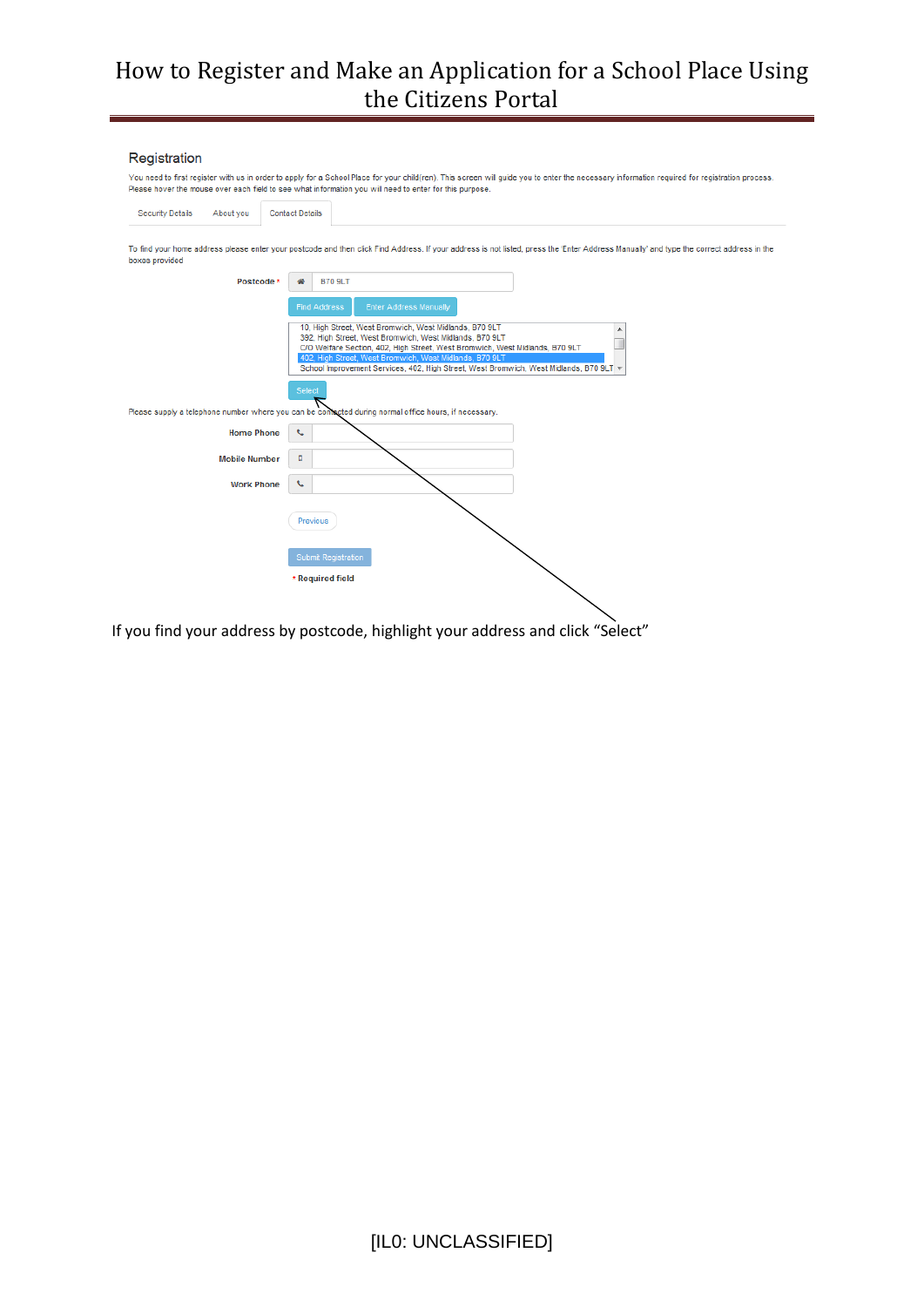## Registration

You need to first register with us in order to apply for a School Place for your child(ren). This screen will guide you to enter the necessary information required for registration process. Please hover the mouse over each field to see what information you will need to enter for this purpose.

Security Details | About you | Contact Details

To find your home address please enter your postcode and then click Find Address. If your address is not listed, press the 'Enter Address Manually' and type the correct address in the boxes provided

Postcode * B70 9LT

Find Address | Enter Address Manually

- 10, High Street, West Bromwich, West Midlands, B70 9LT
- 392, High Street, West Bromwich, West Midlands, B70 9LT
- C/O Welfare Section, 402, High Street, West Bromwich, West Midlands, B70 9LT
- 402, High Street, West Bromwich, West Midlands, B70 9LT
- School Improvement Services, 402, High Street, West Bromwich, West Midlands, B70 9LT

Select

Please supply a telephone number where you can be contacted during normal office hours, if necessary.

Home Phone

Mobile Number

Work Phone

Previous

Submit Registration

* Required field

If you find your address by postcode, highlight your address and click "Select"

[IL0: UNCLASSIFIED]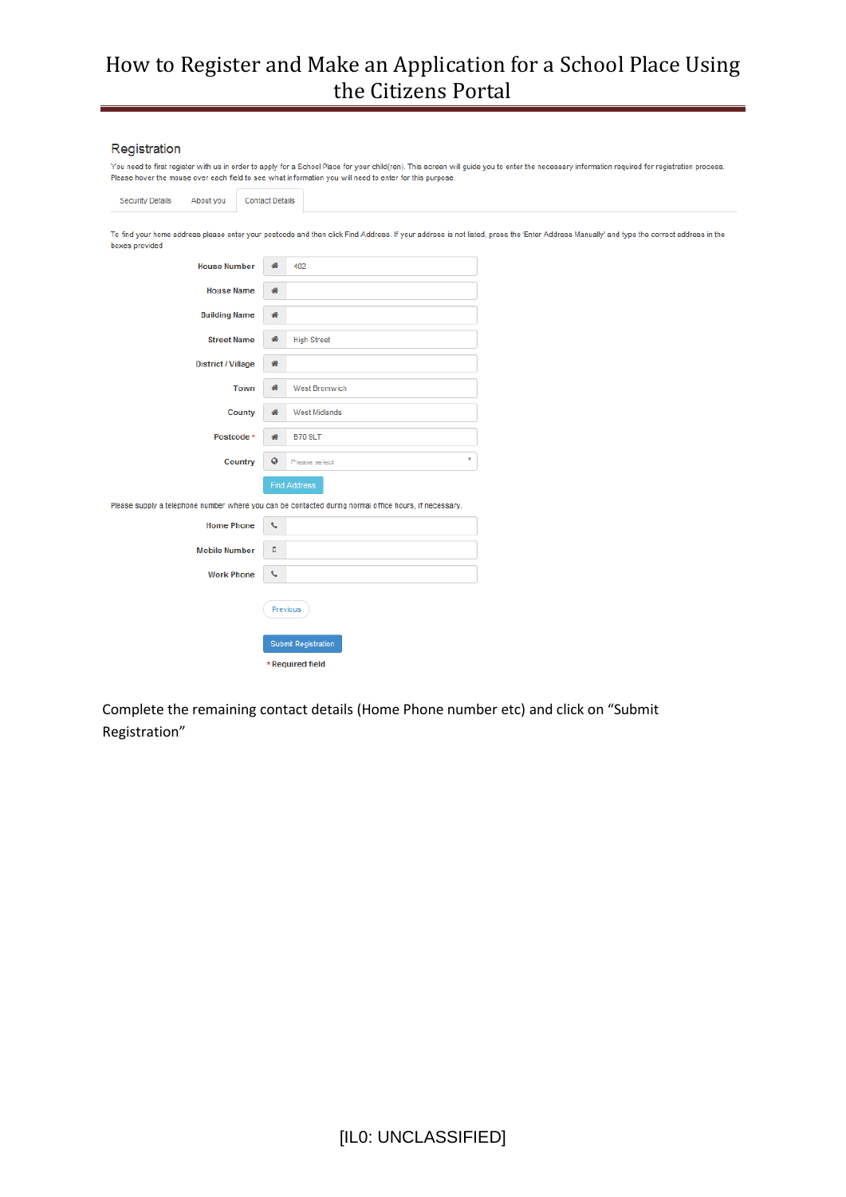## Registration

You need to first register with us in order to apply for a School Place for your child(ren). This screen will guide you to enter the necessary information required for registration process. Please hover the mouse over each field to see what information you will need to enter for this purpose.

Security Details | About you | Contact Details

To find your home address please enter your postcode and then click Find Address. If your address is not listed, press the 'Enter Address Manually' and type the correct address in the boxes provided

| Field | Value |
|---|---|
| House Number | 402 |
| House Name | |
| Building Name | |
| Street Name | High Street |
| District / Village | |
| Town | West Bromwich |
| County | West Midlands |
| Postcode * | B70 9LT |
| Country | Please select |

Find Address

Please supply a telephone number where you can be contacted during normal office hours, if necessary.

| Field | Value |
|---|---|
| Home Phone | |
| Mobile Number | |
| Work Phone | |

Previous

Submit Registration

* Required field

Complete the remaining contact details (Home Phone number etc) and click on "Submit Registration"

[IL0: UNCLASSIFIED]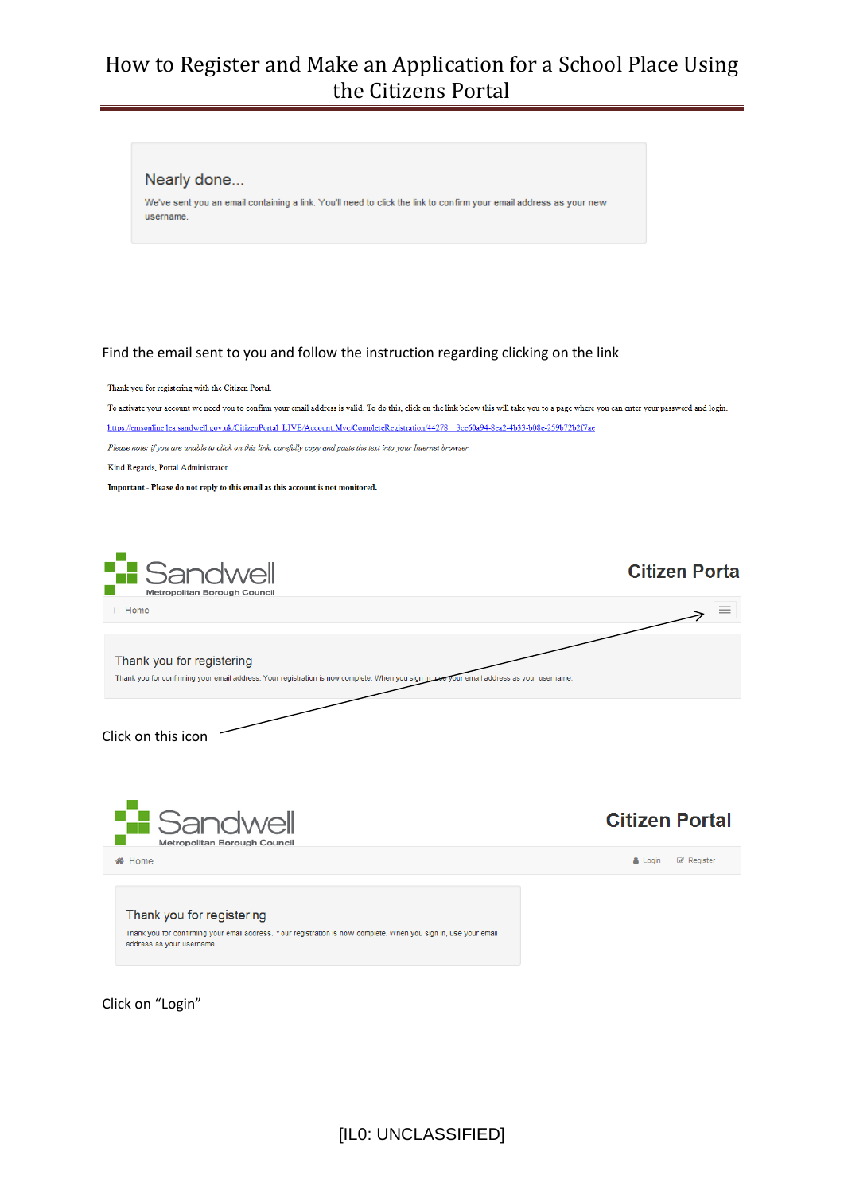Nearly done...

We've sent you an email containing a link. You'll need to click the link to confirm your email address as your new username.

Find the email sent to you and follow the instruction regarding clicking on the link

Thank you for registering with the Citizen Portal.

To activate your account we need you to confirm your email address is valid. To do this, click on the link below this will take you to a page where you can enter your password and login.

https://emsonline.lea.sandwell.gov.uk/CitizenPortal_LIVE/Account.Mvc/CompleteRegistration/44278__3ce60a94-8ea2-4b33-b08e-259b72b2f7ae

*Please note: if you are unable to click on this link, carefully copy and paste the text into your Internet browser.*

Kind Regards, Portal Administrator

**Important - Please do not reply to this email as this account is not monitored.**

Sandwell Metropolitan Borough Council — Citizen Portal

Home

Thank you for registering

Thank you for confirming your email address. Your registration is now complete. When you sign in, use your email address as your username.

Click on this icon

Sandwell Metropolitan Borough Council — Citizen Portal

Home — Login — Register

Thank you for registering

Thank you for confirming your email address. Your registration is now complete. When you sign in, use your email address as your username.

Click on "Login"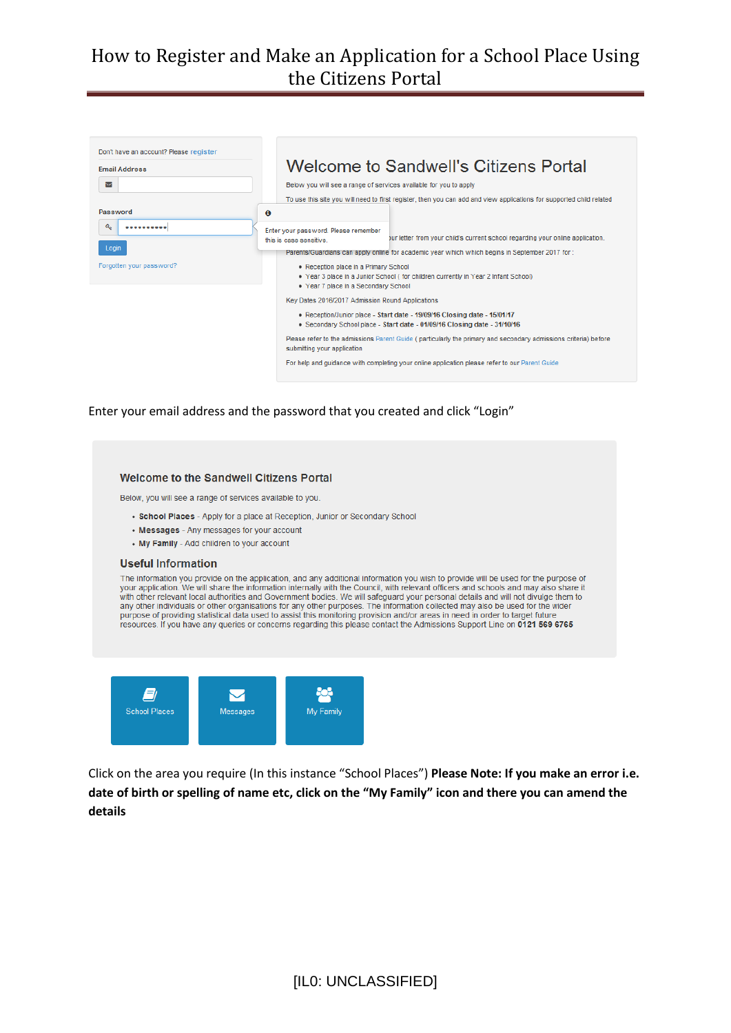# How to Register and Make an Application for a School Place Using the Citizens Portal

Don't have an account? Please register

Email Address

Password

Enter your password. Please remember this is case sensitive.

Login

Forgotten your password?

## Welcome to Sandwell's Citizens Portal

Below you will see a range of services available for you to apply

To use this site you will need to first register, then you can add and view applications for supported child related

...ur letter from your child's current school regarding your online application.

Parents/Guardians can apply online for academic year which begins in September 2017 for :

- Reception place in a Primary School
- Year 3 place in a Junior School ( for children currently in Year 2 Infant School)
- Year 7 place in a Secondary School

Key Dates 2016/2017 Admission Round Applications

- Reception/Junior place - **Start date - 19/09/16 Closing date - 15/01/17**
- Secondary School place - **Start date - 01/09/16 Closing date - 31/10/16**

Please refer to the admissions Parent Guide ( particularly the primary and secondary admissions criteria) before submitting your application

For help and guidance with completing your online application please refer to our Parent Guide

Enter your email address and the password that you created and click "Login"

### Welcome to the Sandwell Citizens Portal

Below, you will see a range of services available to you.

- **School Places** - Apply for a place at Reception, Junior or Secondary School
- **Messages** - Any messages for your account
- **My Family** - Add children to your account

### Useful Information

The information you provide on the application, and any additional information you wish to provide will be used for the purpose of your application. We will share the information internally with the Council, with relevant officers and schools and may also share it with other relevant local authorities and Government bodies. We will safeguard your personal details and will not divulge them to any other individuals or other organisations for any other purposes. The information collected may also be used for the wider purpose of providing statistical data used to assist this monitoring provision and/or areas in need in order to target future resources. If you have any queries or concerns regarding this please contact the Admissions Support Line on **0121 569 6765**

School Places | Messages | My Family

Click on the area you require (In this instance "School Places") **Please Note: If you make an error i.e. date of birth or spelling of name etc, click on the "My Family" icon and there you can amend the details**

[IL0: UNCLASSIFIED]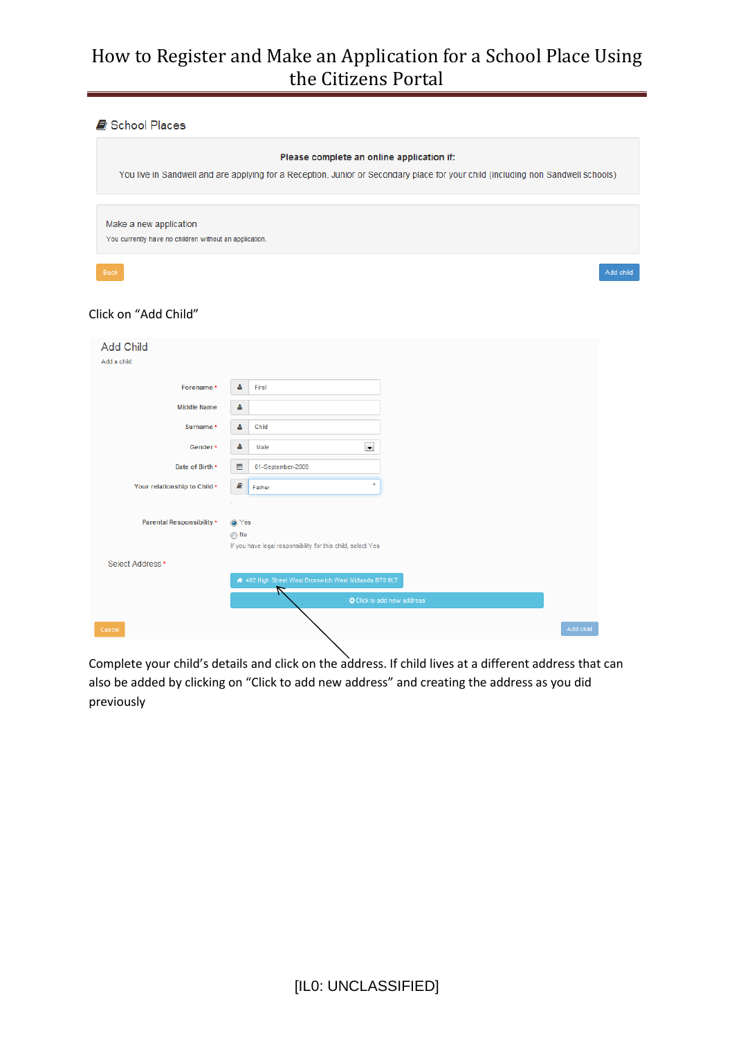School Places

**Please complete an online application if:**

You live in Sandwell and are applying for a Reception, Junior or Secondary place for your child (including non Sandwell schools)

Make a new application

You currently have no children without an application.

Back

Add child

Click on "Add Child"

Add Child

Add a child

Forename * First

Middle Name

Surname * Child

Gender * Male

Date of Birth * 01-September-2009

Your relationship to Child * Father

Parental Responsibility * Yes / No

If you have legal responsibility for this child, select Yes

Select Address *

402 High Street West Bromwich West Midlands B70 9LT

Click to add new address

Cancel

Add child

Complete your child's details and click on the address. If child lives at a different address that can also be added by clicking on "Click to add new address" and creating the address as you did previously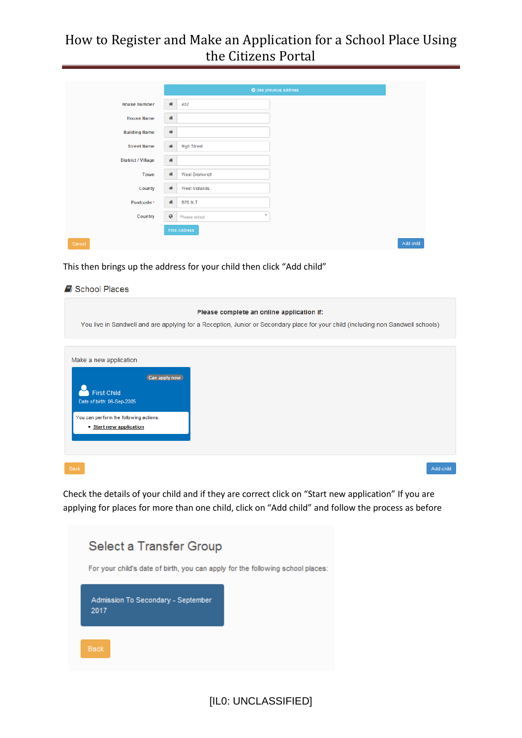| | |
|---|---|
| | Use previous address |
| House Number | 402 |
| House Name | |
| Building Name | |
| Street Name | High Street |
| District / Village | |
| Town | West Bromwich |
| County | West Midlands |
| Postcode * | B70 9LT |
| Country | Please select |
| | Find Address |

Cancel

Add child

This then brings up the address for your child then click "Add child"

School Places

**Please complete an online application if:**

You live in Sandwell and are applying for a Reception, Junior or Secondary place for your child (including non Sandwell schools)

Make a new application

Can apply now

First Child

Date of birth: 06-Sep-2005

You can perform the following actions:

- Start new application

Back

Add child

Check the details of your child and if they are correct click on "Start new application" If you are applying for places for more than one child, click on "Add child" and follow the process as before

## Select a Transfer Group

For your child's date of birth, you can apply for the following school places:

Admission To Secondary - September 2017

Back

[IL0: UNCLASSIFIED]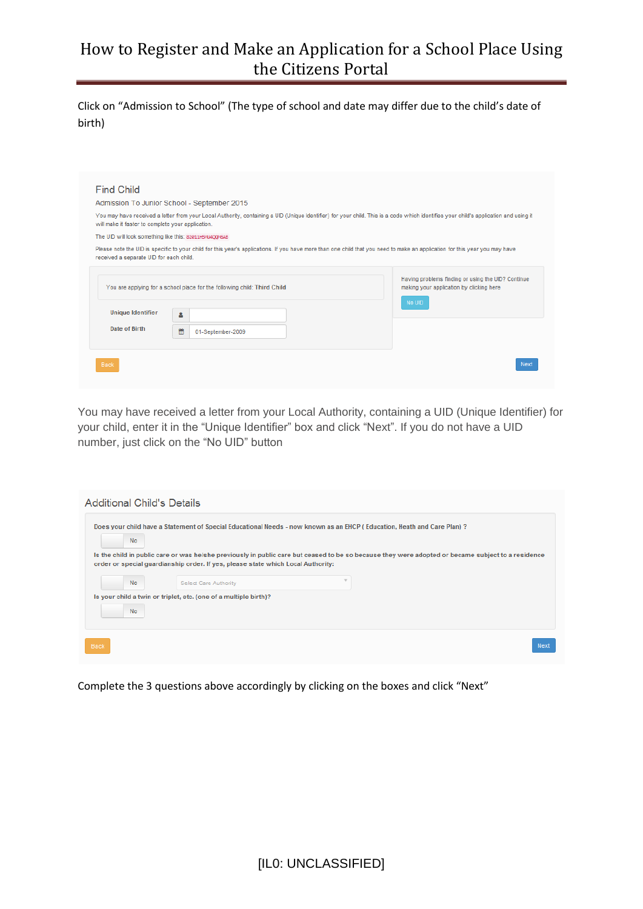Click on "Admission to School" (The type of school and date may differ due to the child's date of birth)

Find Child

Admission To Junior School - September 2015

You may have received a letter from your Local Authority, containing a UID (Unique Identifier) for your child. This is a code which identifies your child's application and using it will make it faster to complete your application.

The UID will look something like this: 82011H9H04QQH6AE

Please note the UID is specific to your child for this year's applications. If you have more than one child that you need to make an application for this year you may have received a separate UID for each child.

You are applying for a school place for the following child: Third Child

Unique Identifier

Date of Birth 01-September-2009

Having problems finding or using the UID? Continue making your application by clicking here

No UID

Back

Next

You may have received a letter from your Local Authority, containing a UID (Unique Identifier) for your child, enter it in the "Unique Identifier" box and click "Next". If you do not have a UID number, just click on the "No UID" button

Additional Child's Details

Does your child have a Statement of Special Educational Needs - now known as an EHCP ( Education, Heath and Care Plan) ?

No

Is the child in public care or was he/she previously in public care but ceased to be so because they were adopted or became subject to a residence order or special guardianship order. If yes, please state which Local Authority:

No

Select Care Authority

Is your child a twin or triplet, etc. (one of a multiple birth)?

No

Back

Next

Complete the 3 questions above accordingly by clicking on the boxes and click "Next"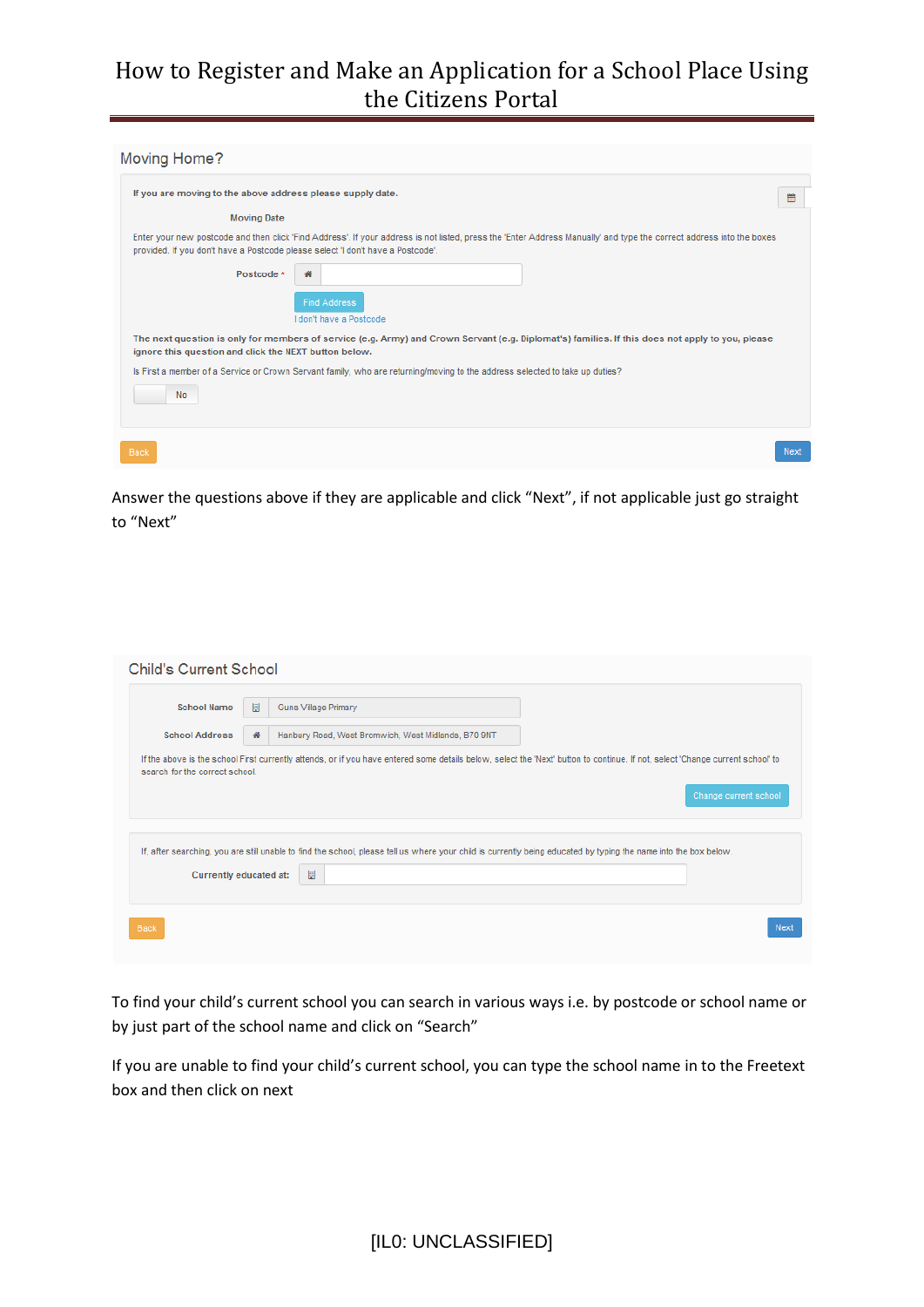Moving Home?

If you are moving to the above address please supply date.

Moving Date

Enter your new postcode and then click 'Find Address'. If your address is not listed, press the 'Enter Address Manually' and type the correct address into the boxes provided. If you don't have a Postcode please select 'I dont have a Postcode'.

Postcode *

Find Address

I don't have a Postcode

The next question is only for members of service (e.g. Army) and Crown Servant (e.g. Diplomat's) families. If this does not apply to you, please ignore this question and click the NEXT button below.

Is First a member of a Service or Crown Servant family, who are returning/moving to the address selected to take up duties?

No

Back    Next

Answer the questions above if they are applicable and click “Next”, if not applicable just go straight to “Next”

Child's Current School

School Name: Guns Village Primary

School Address: Hanbury Road, West Bromwich, West Midlands, B70 9NT

If the above is the school First currently attends, or if you have entered some details below, select the 'Next' button to continue. If not, select 'Change current school' to search for the correct school.

Change current school

If, after searching, you are still unable to find the school, please tell us where your child is currently being educated by typing the name into the box below

Currently educated at:

Back    Next

To find your child’s current school you can search in various ways i.e. by postcode or school name or by just part of the school name and click on “Search”

If you are unable to find your child’s current school, you can type the school name in to the Freetext box and then click on next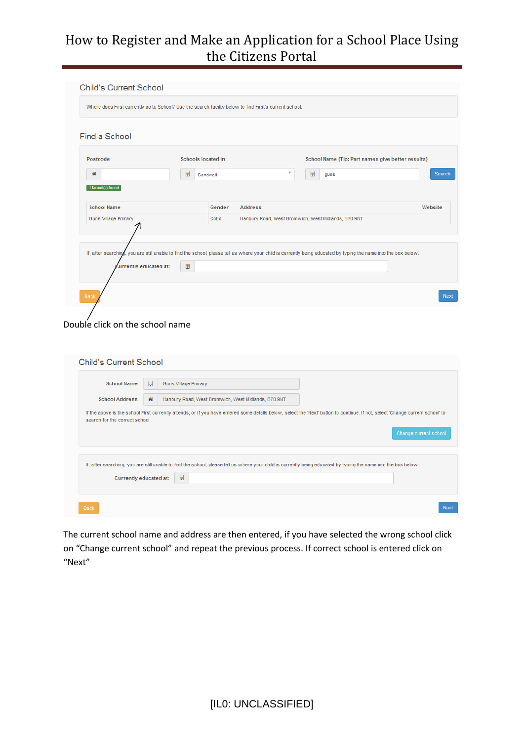## Child's Current School

Where does First currently go to School? Use the search facility below to find First's current school.

### Find a School

Postcode | Schools located in: Sandwell | School Name (Tip: Part names give better results): guns | Search

1 School(s) found

| School Name | Gender | Address | Website |
|---|---|---|---|
| Guns Village Primary | CoEd | Hanbury Road, West Bromwich, West Midlands, B70 9NT | |

If, after searching, you are still unable to find the school, please tell us where your child is currently being educated by typing the name into the box below.

Currently educated at:

Back | Next

Double click on the school name

## Child's Current School

School Name: Guns Village Primary

School Address: Hanbury Road, West Bromwich, West Midlands, B70 9NT

If the above is the school First currently attends, or if you have entered some details below, select the 'Next' button to continue. If not, select 'Change current school' to search for the correct school.

Change current school

If, after searching, you are still unable to find the school, please tell us where your child is currently being educated by typing the name into the box below.

Currently educated at:

Back | Next

The current school name and address are then entered, if you have selected the wrong school click on "Change current school" and repeat the previous process. If correct school is entered click on "Next"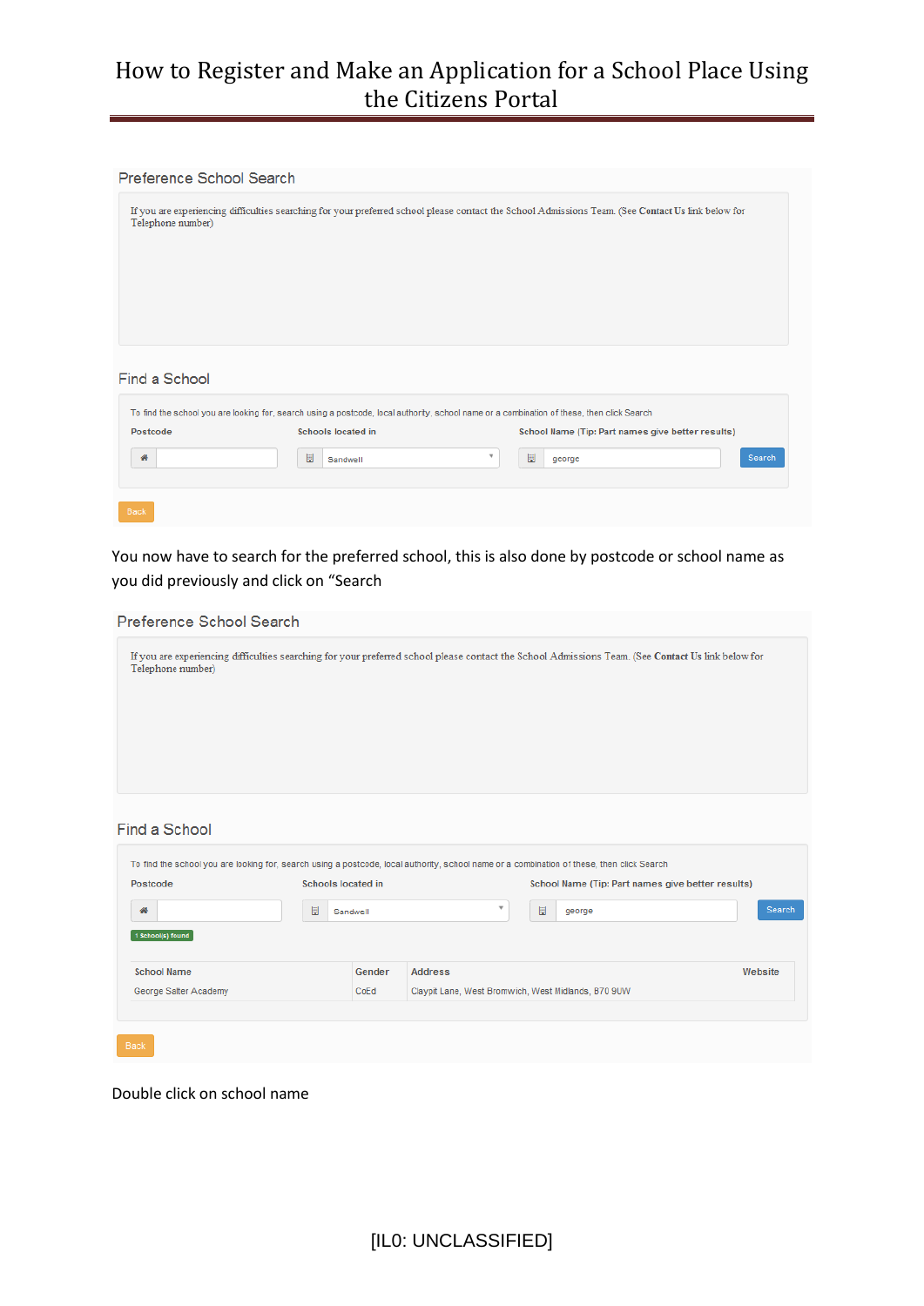Preference School Search

If you are experiencing difficulties searching for your preferred school please contact the School Admissions Team. (See **Contact Us** link below for Telephone number)

Find a School

To find the school you are looking for, search using a postcode, local authority, school name or a combination of these, then click Search

| Postcode | Schools located in | School Name (Tip: Part names give better results) | |
|---|---|---|---|
| | Sandwell | george | Search |

Back

You now have to search for the preferred school, this is also done by postcode or school name as you did previously and click on "Search

Preference School Search

If you are experiencing difficulties searching for your preferred school please contact the School Admissions Team. (See **Contact Us** link below for Telephone number)

Find a School

To find the school you are looking for, search using a postcode, local authority, school name or a combination of these, then click Search

| Postcode | Schools located in | School Name (Tip: Part names give better results) | |
|---|---|---|---|
| | Sandwell | george | Search |

1 School(s) found

| School Name | Gender | Address | Website |
|---|---|---|---|
| George Salter Academy | CoEd | Claypit Lane, West Bromwich, West Midlands, B70 9UW | |

Back

Double click on school name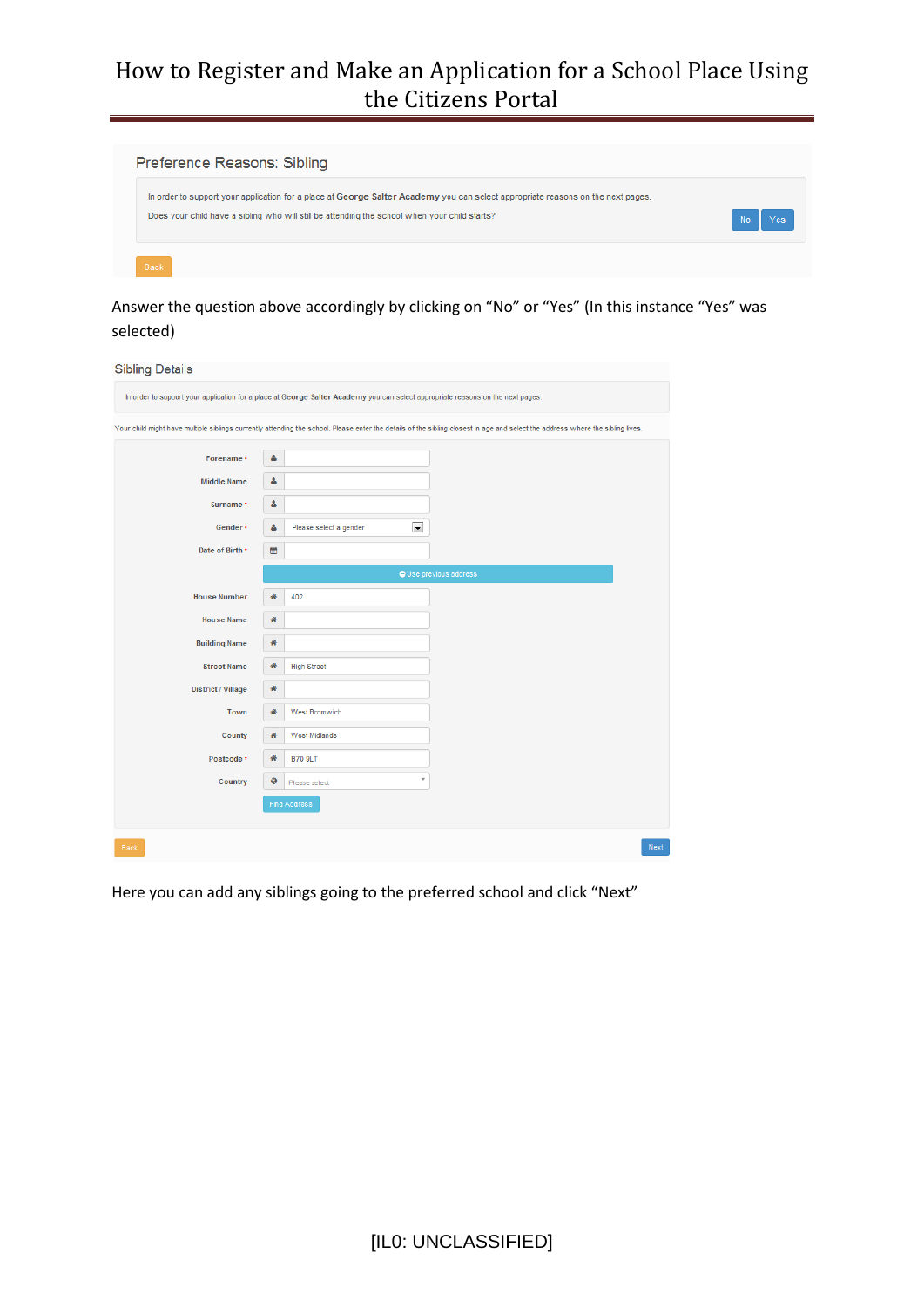Preference Reasons: Sibling

In order to support your application for a place at George Salter Academy you can select appropriate reasons on the next pages.

Does your child have a sibling who will still be attending the school when your child starts?

No | Yes

Back

Answer the question above accordingly by clicking on “No” or “Yes” (In this instance “Yes” was selected)

Sibling Details

In order to support your application for a place at George Salter Academy you can select appropriate reasons on the next pages.

Your child might have multiple siblings currently attending the school. Please enter the details of the sibling closest in age and select the address where the sibling lives.

| Field | Value |
|---|---|
| Forename * | |
| Middle Name | |
| Surname * | |
| Gender * | Please select a gender |
| Date of Birth * | |
| | Use previous address |
| House Number | 402 |
| House Name | |
| Building Name | |
| Street Name | High Street |
| District / Village | |
| Town | West Bromwich |
| County | West Midlands |
| Postcode * | B70 9LT |
| Country | Please select |
| | Find Address |

Back | Next

Here you can add any siblings going to the preferred school and click “Next”

[IL0: UNCLASSIFIED]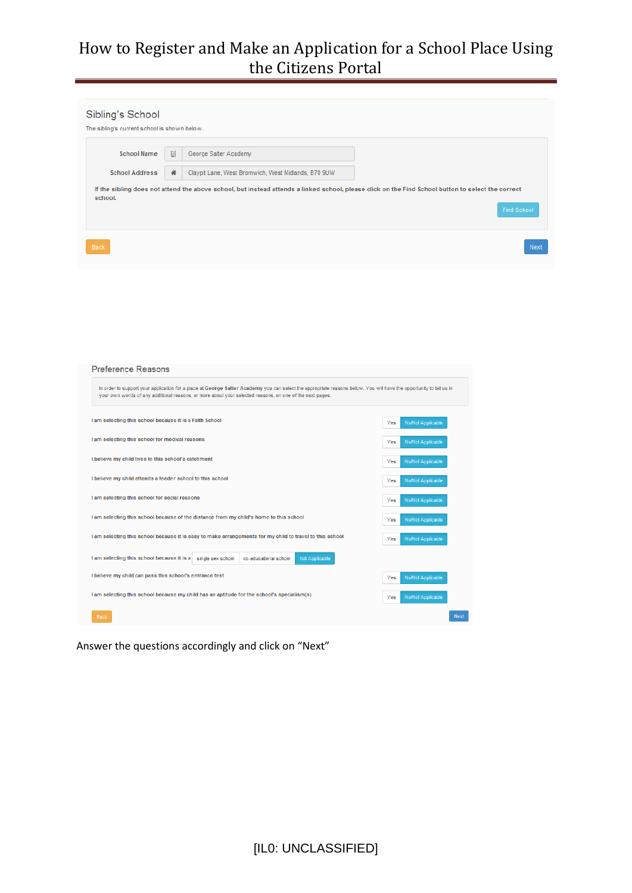## Sibling's School

The sibling's current school is shown below.

School Name: George Salter Academy

School Address: Claypit Lane, West Bromwich, West Midlands, B70 9UW

If the sibling does not attend the above school, but instead attends a linked school, please click on the Find School button to select the correct school.

Find School

Back | Next

## Preference Reasons

In order to support your application for a place at **George Salter Academy** you can select the appropriate reasons below. You will have the opportunity to tell us in your own words of any additional reasons, or more about your selected reasons, on one of the next pages.

| Reason | Options |
| --- | --- |
| I am selecting this school because it is a Faith School | Yes / No/Not Applicable |
| I am selecting this school for medical reasons | Yes / No/Not Applicable |
| I believe my child lives in this school's catchment | Yes / No/Not Applicable |
| I believe my child attends a feeder school to this school | Yes / No/Not Applicable |
| I am selecting this school for social reasons | Yes / No/Not Applicable |
| I am selecting this school because of the distance from my child's home to this school | Yes / No/Not Applicable |
| I am selecting this school because it is easy to make arrangements for my child to travel to this school | Yes / No/Not Applicable |
| I am selecting this school because it is a | single sex school / co-educational school / Not Applicable |
| I believe my child can pass this school's entrance test | Yes / No/Not Applicable |
| I am selecting this school because my child has an aptitude for the school's specialism(s) | Yes / No/Not Applicable |

Back | Next

Answer the questions accordingly and click on "Next"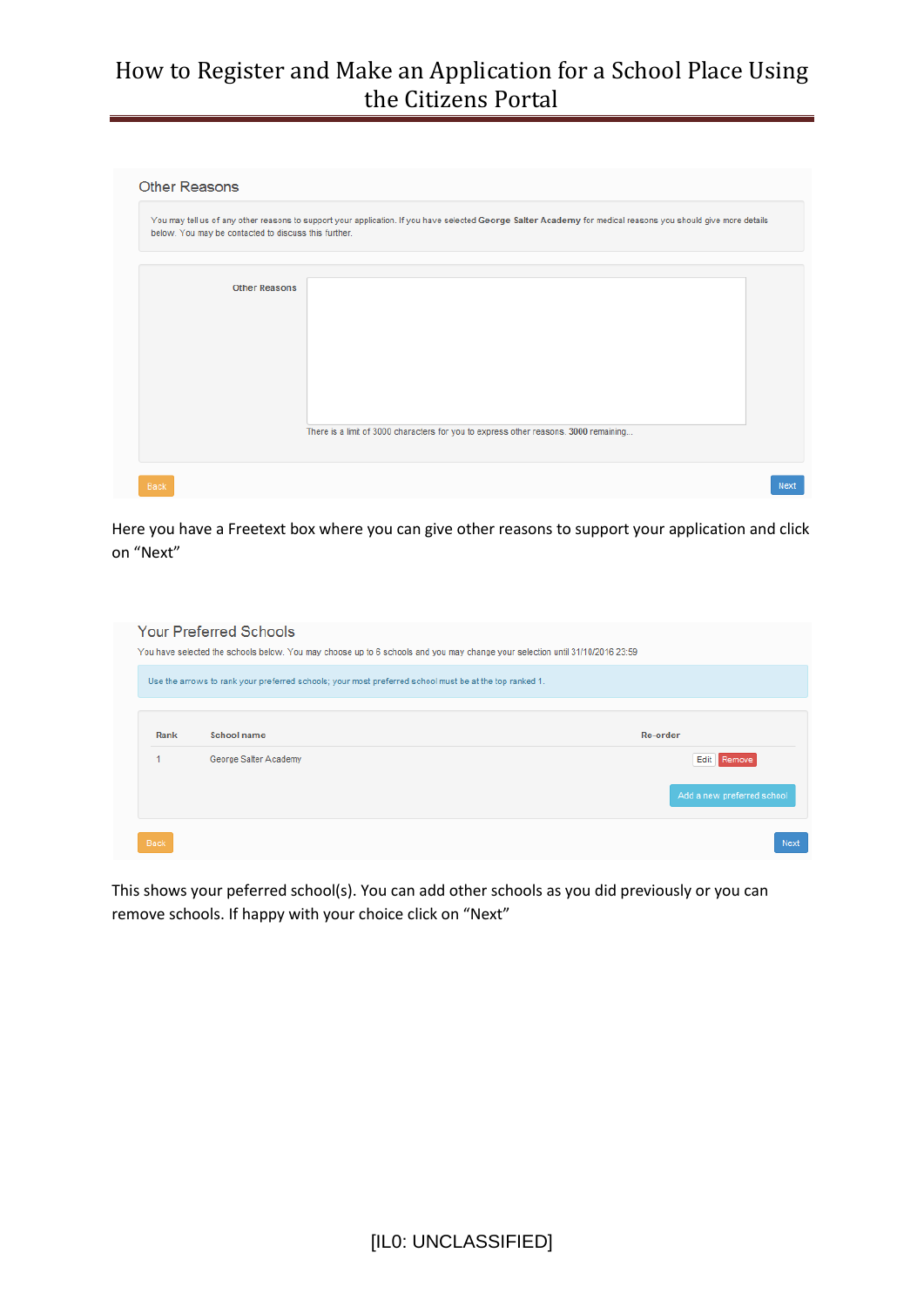## Other Reasons

You may tell us of any other reasons to support your application. If you have selected **George Salter Academy** for medical reasons you should give more details below. You may be contacted to discuss this further.

Other Reasons

There is a limit of 3000 characters for you to express other reasons. **3000** remaining...

Back | Next

Here you have a Freetext box where you can give other reasons to support your application and click on "Next"

## Your Preferred Schools

You have selected the schools below. You may choose up to 6 schools and you may change your selection until 31/10/2016 23:59

Use the arrows to rank your preferred schools; your most preferred school must be at the top ranked 1.

| Rank | School name | Re-order |
| --- | --- | --- |
| 1 | George Salter Academy | Edit Remove |

Add a new preferred school

Back | Next

This shows your peferred school(s). You can add other schools as you did previously or you can remove schools. If happy with your choice click on "Next"

[IL0: UNCLASSIFIED]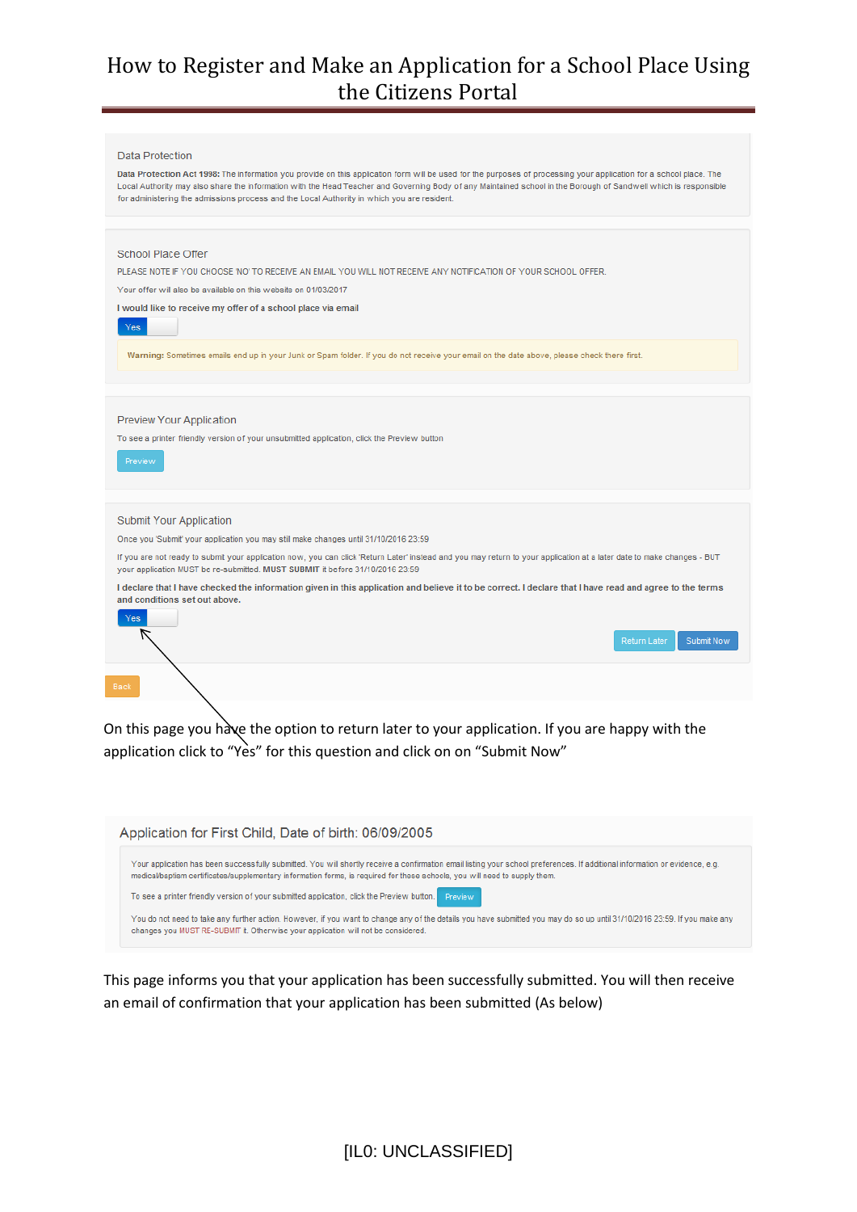Data Protection

**Data Protection Act 1998:** The information you provide on this application form will be used for the purposes of processing your application for a school place. The Local Authority may also share the information with the Head Teacher and Governing Body of any Maintained school in the Borough of Sandwell which is responsible for administering the admissions process and the Local Authority in which you are resident.

School Place Offer

PLEASE NOTE IF YOU CHOOSE 'NO' TO RECEIVE AN EMAIL YOU WILL NOT RECEIVE ANY NOTIFICATION OF YOUR SCHOOL OFFER.

Your offer will also be available on this website on 01/03/2017

**I would like to receive my offer of a school place via email**

Yes

**Warning:** Sometimes emails end up in your Junk or Spam folder. If you do not receive your email on the date above, please check there first.

Preview Your Application

To see a printer friendly version of your unsubmitted application, click the Preview button

Preview

Submit Your Application

Once you 'Submit' your application you may still make changes until 31/10/2016 23:59

If you are not ready to submit your application now, you can click 'Return Later' instead and you may return to your application at a later date to make changes - BUT your application MUST be re-submitted. **MUST SUBMIT** it before 31/10/2016 23:59

**I declare that I have checked the information given in this application and believe it to be correct. I declare that I have read and agree to the terms and conditions set out above.**

Yes

Return Later | Submit Now

Back

On this page you have the option to return later to your application. If you are happy with the application click to "Yes" for this question and click on on "Submit Now"

Application for First Child, Date of birth: 06/09/2005

Your application has been successfully submitted. You will shortly receive a confirmation email listing your school preferences. If additional information or evidence, e.g. medical/baptism certificates/supplementary information forms, is required for these schools, you will need to supply them.

To see a printer friendly version of your submitted application, click the Preview button. Preview

You do not need to take any further action. However, if you want to change any of the details you have submitted you may do so up until 31/10/2016 23:59. If you make any changes you MUST RE-SUBMIT it. Otherwise your application will not be considered.

This page informs you that your application has been successfully submitted. You will then receive an email of confirmation that your application has been submitted (As below)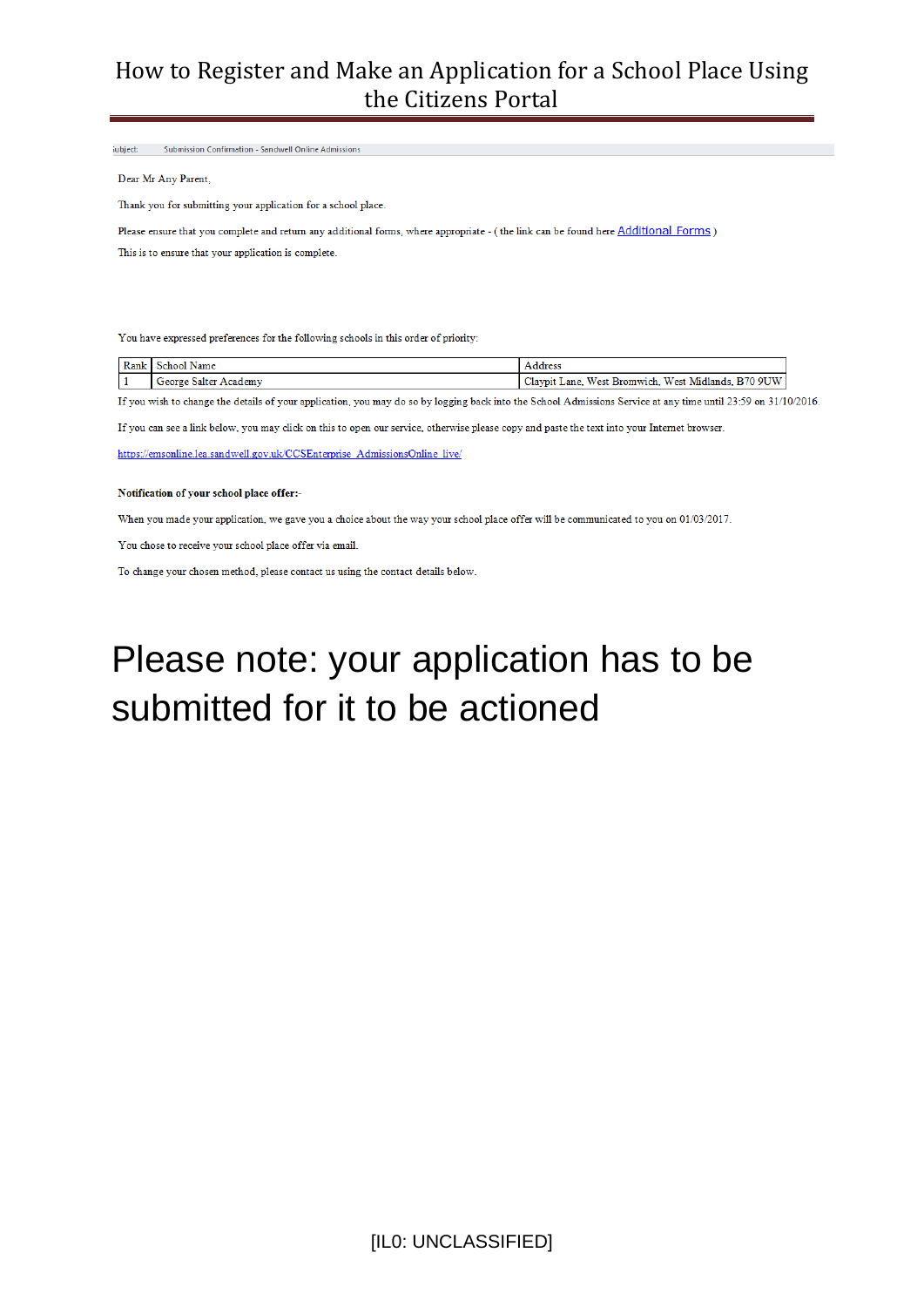Subject: Submission Confirmation - Sandwell Online Admissions

Dear Mr Any Parent,

Thank you for submitting your application for a school place.

Please ensure that you complete and return any additional forms, where appropriate - ( the link can be found here Additional Forms )

This is to ensure that your application is complete.

You have expressed preferences for the following schools in this order of priority:

| Rank | School Name | Address |
|---|---|---|
| 1 | George Salter Academy | Claypit Lane, West Bromwich, West Midlands, B70 9UW |

If you wish to change the details of your application, you may do so by logging back into the School Admissions Service at any time until 23:59 on 31/10/2016.

If you can see a link below, you may click on this to open our service, otherwise please copy and paste the text into your Internet browser.

https://emsonline.lea.sandwell.gov.uk/CCSEnterprise_AdmissionsOnline_live/

**Notification of your school place offer:-**

When you made your application, we gave you a choice about the way your school place offer will be communicated to you on 01/03/2017.

You chose to receive your school place offer via email.

To change your chosen method, please contact us using the contact details below.

# Please note: your application has to be submitted for it to be actioned